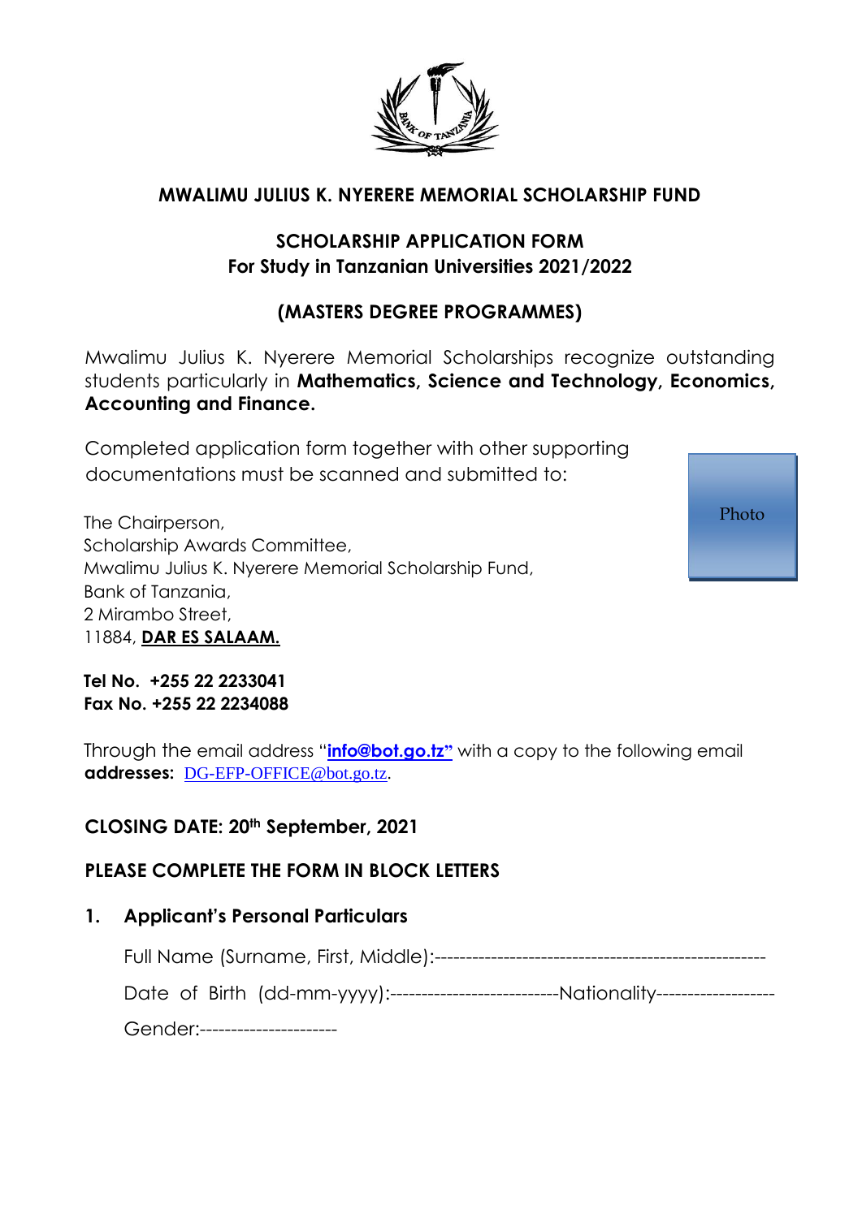# MWALIMU JULIUS K. NYERERE MEMORIAL SCHOLARSHIP FUND

## SCHOLARSHIP APPLICATION FORM
## For Study in Tanzanian Universities 2021/2022

## (MASTERS DEGREE PROGRAMMES)

Mwalimu Julius K. Nyerere Memorial Scholarships recognize outstanding students particularly in **Mathematics, Science and Technology, Economics, Accounting and Finance.**

Completed application form together with other supporting documentations must be scanned and submitted to:

Photo

The Chairperson,
Scholarship Awards Committee,
Mwalimu Julius K. Nyerere Memorial Scholarship Fund,
Bank of Tanzania,
2 Mirambo Street,
11884, **DAR ES SALAAM.**

**Tel No. +255 22 2233041**
**Fax No. +255 22 2234088**

Through the email address "**info@bot.go.tz**" with a copy to the following email **addresses:** DG-EFP-OFFICE@bot.go.tz.

**CLOSING DATE: 20th September, 2021**

**PLEASE COMPLETE THE FORM IN BLOCK LETTERS**

**1. Applicant's Personal Particulars**

Full Name (Surname, First, Middle):-----------------------------------------------------

Date of Birth (dd-mm-yyyy):--------------------------Nationality-------------------

Gender:---------------------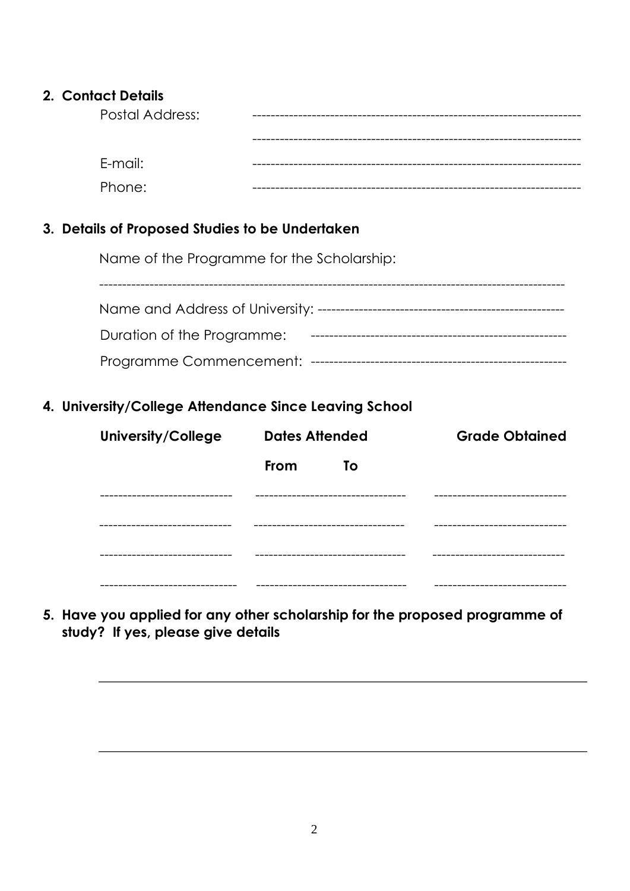**2. Contact Details**

Postal Address: ----------------------------------------------------------------------

----------------------------------------------------------------------

E-mail: ----------------------------------------------------------------------

Phone: ----------------------------------------------------------------------

**3. Details of Proposed Studies to be Undertaken**

Name of the Programme for the Scholarship:

----------------------------------------------------------------------------------------------------

Name and Address of University: ----------------------------------------------------

Duration of the Programme: -------------------------------------------------------

Programme Commencement: -------------------------------------------------------

**4. University/College Attendance Since Leaving School**

| **University/College** | **Dates Attended** | | **Grade Obtained** |
|---|---|---|---|
| | **From** | **To** | |
| ---------------------------- | ---------------- | ---------------- | ---------------------------- |
| ---------------------------- | ---------------- | ---------------- | ---------------------------- |
| ---------------------------- | ---------------- | ---------------- | ---------------------------- |
| ---------------------------- | ---------------- | ---------------- | ---------------------------- |

**5. Have you applied for any other scholarship for the proposed programme of study? If yes, please give details**

\_\_\_\_\_\_\_\_\_\_\_\_\_\_\_\_\_\_\_\_\_\_\_\_\_\_\_\_\_\_\_\_\_\_\_\_\_\_\_\_\_\_\_\_\_\_\_\_\_\_\_\_\_\_\_\_\_\_\_\_\_\_\_\_\_\_\_\_

\_\_\_\_\_\_\_\_\_\_\_\_\_\_\_\_\_\_\_\_\_\_\_\_\_\_\_\_\_\_\_\_\_\_\_\_\_\_\_\_\_\_\_\_\_\_\_\_\_\_\_\_\_\_\_\_\_\_\_\_\_\_\_\_\_\_\_\_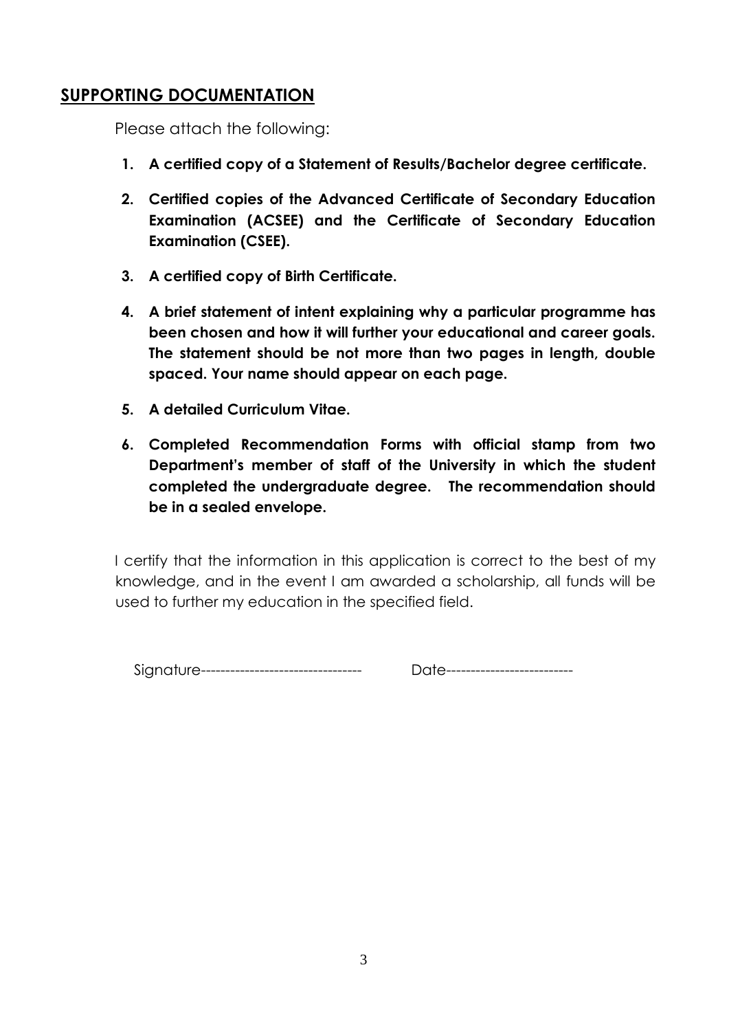## SUPPORTING DOCUMENTATION

Please attach the following:

1. **A certified copy of a Statement of Results/Bachelor degree certificate.**
2. **Certified copies of the Advanced Certificate of Secondary Education Examination (ACSEE) and the Certificate of Secondary Education Examination (CSEE).**
3. **A certified copy of Birth Certificate.**
4. **A brief statement of intent explaining why a particular programme has been chosen and how it will further your educational and career goals. The statement should be not more than two pages in length, double spaced. Your name should appear on each page.**
5. **A detailed Curriculum Vitae.**
6. **Completed Recommendation Forms with official stamp from two Department's member of staff of the University in which the student completed the undergraduate degree. The recommendation should be in a sealed envelope.**

I certify that the information in this application is correct to the best of my knowledge, and in the event I am awarded a scholarship, all funds will be used to further my education in the specified field.

Signature--------------------------------- Date--------------------------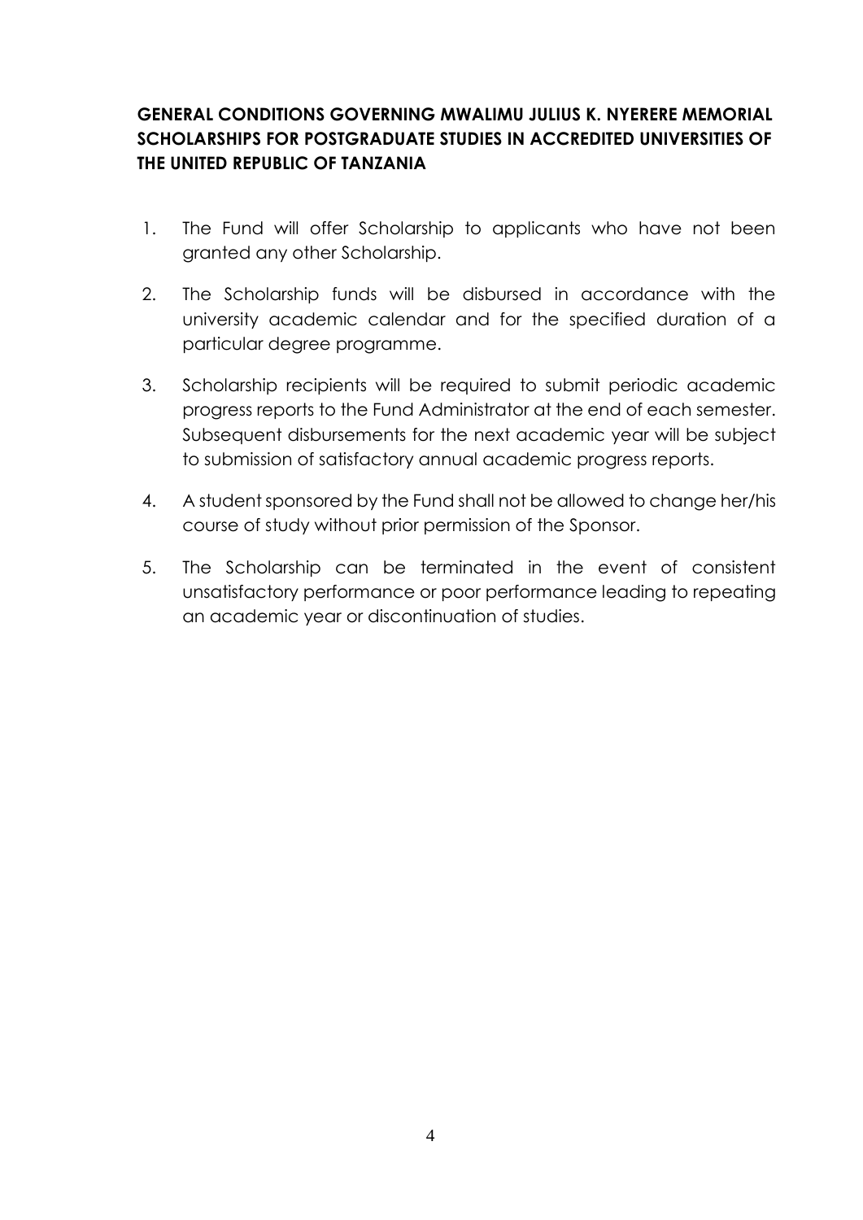**GENERAL CONDITIONS GOVERNING MWALIMU JULIUS K. NYERERE MEMORIAL SCHOLARSHIPS FOR POSTGRADUATE STUDIES IN ACCREDITED UNIVERSITIES OF THE UNITED REPUBLIC OF TANZANIA**

1. The Fund will offer Scholarship to applicants who have not been granted any other Scholarship.
2. The Scholarship funds will be disbursed in accordance with the university academic calendar and for the specified duration of a particular degree programme.
3. Scholarship recipients will be required to submit periodic academic progress reports to the Fund Administrator at the end of each semester. Subsequent disbursements for the next academic year will be subject to submission of satisfactory annual academic progress reports.
4. A student sponsored by the Fund shall not be allowed to change her/his course of study without prior permission of the Sponsor.
5. The Scholarship can be terminated in the event of consistent unsatisfactory performance or poor performance leading to repeating an academic year or discontinuation of studies.